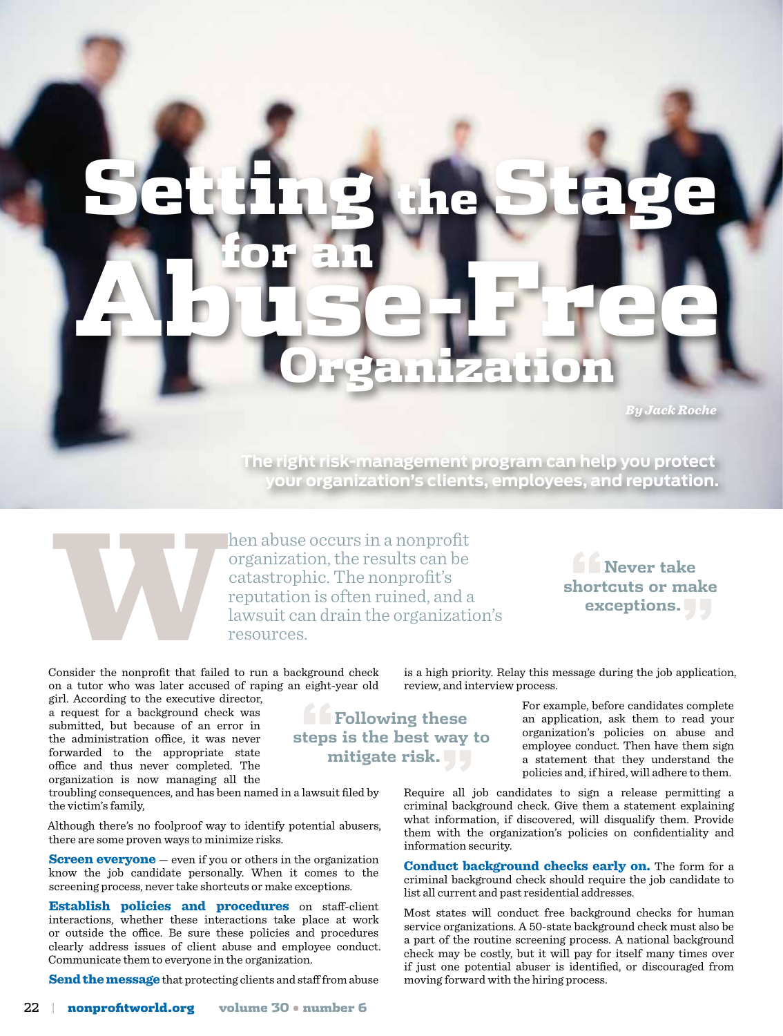# Setting the Stage for an Abuse-Free Organization

*By Jack Roche*

**The right risk-management program can help you protect your organization's clients, employees, and reputation.**

When abuse occurs in a nonprofit organization, the results can be catastrophic. The nonprofit's reputation is often ruined, and a lawsuit can drain the organization's resources.

> **Never take shortcuts or make exceptions.**

Consider the nonprofit that failed to run a background check on a tutor who was later accused of raping an eight-year old girl. According to the executive director, a request for a background check was submitted, but because of an error in the administration office, it was never forwarded to the appropriate state office and thus never completed. The organization is now managing all the troubling consequences, and has been named in a lawsuit filed by the victim's family,

> **Following these steps is the best way to mitigate risk.**

Although there's no foolproof way to identify potential abusers, there are some proven ways to minimize risks.

**Screen everyone** — even if you or others in the organization know the job candidate personally. When it comes to the screening process, never take shortcuts or make exceptions.

**Establish policies and procedures** on staff-client interactions, whether these interactions take place at work or outside the office. Be sure these policies and procedures clearly address issues of client abuse and employee conduct. Communicate them to everyone in the organization.

**Send the message** that protecting clients and staff from abuse is a high priority. Relay this message during the job application, review, and interview process.

For example, before candidates complete an application, ask them to read your organization's policies on abuse and employee conduct. Then have them sign a statement that they understand the policies and, if hired, will adhere to them.

Require all job candidates to sign a release permitting a criminal background check. Give them a statement explaining what information, if discovered, will disqualify them. Provide them with the organization's policies on confidentiality and information security.

**Conduct background checks early on.** The form for a criminal background check should require the job candidate to list all current and past residential addresses.

Most states will conduct free background checks for human service organizations. A 50-state background check must also be a part of the routine screening process. A national background check may be costly, but it will pay for itself many times over if just one potential abuser is identified, or discouraged from moving forward with the hiring process.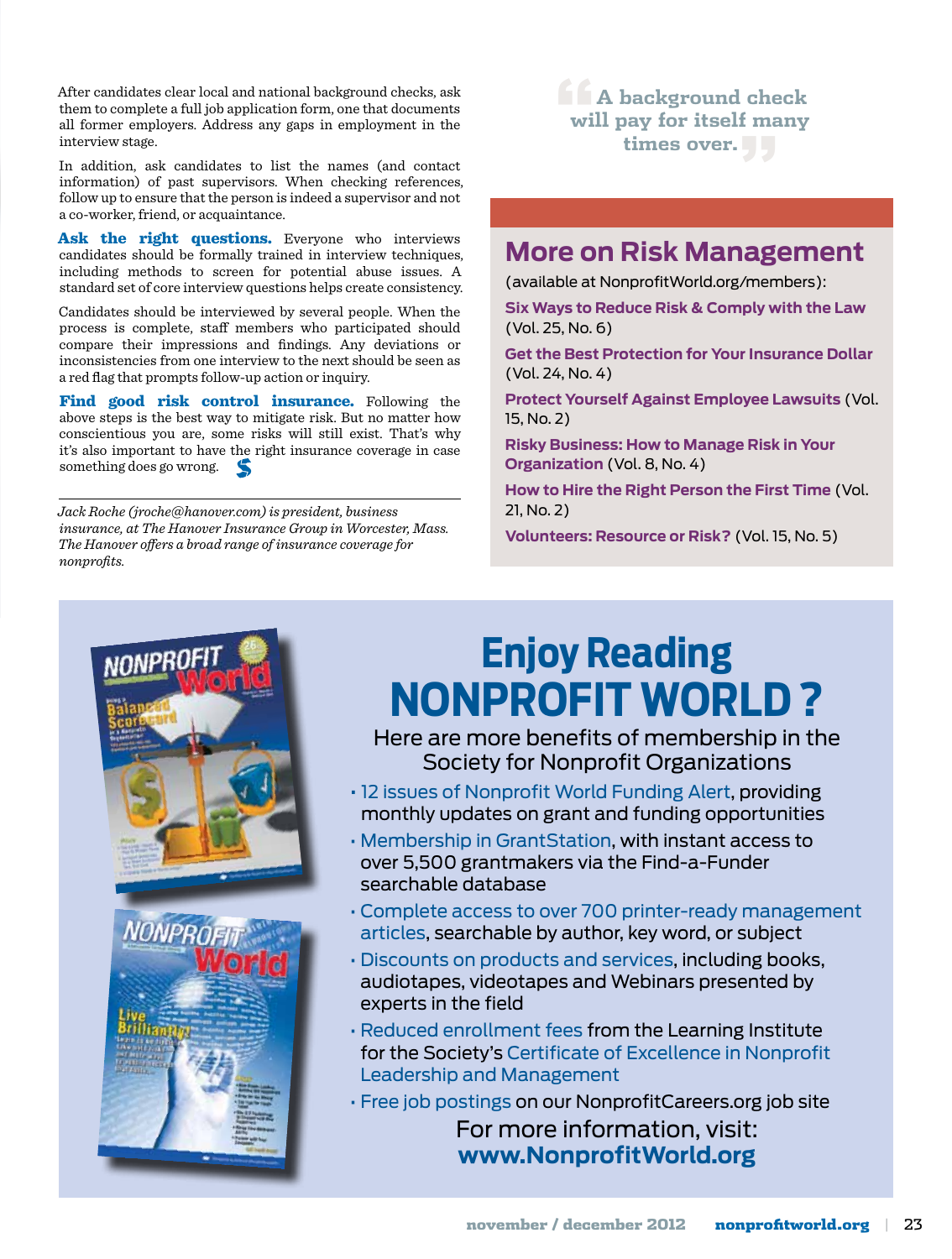After candidates clear local and national background checks, ask them to complete a full job application form, one that documents all former employers. Address any gaps in employment in the interview stage.

In addition, ask candidates to list the names (and contact information) of past supervisors. When checking references, follow up to ensure that the person is indeed a supervisor and not a co-worker, friend, or acquaintance.

**Ask the right questions.** Everyone who interviews candidates should be formally trained in interview techniques, including methods to screen for potential abuse issues. A standard set of core interview questions helps create consistency.

Candidates should be interviewed by several people. When the process is complete, staff members who participated should compare their impressions and findings. Any deviations or inconsistencies from one interview to the next should be seen as a red flag that prompts follow-up action or inquiry.

**Find good risk control insurance.** Following the above steps is the best way to mitigate risk. But no matter how conscientious you are, some risks will still exist. That's why it's also important to have the right insurance coverage in case something does go wrong.

*Jack Roche (jroche@hanover.com) is president, business insurance, at The Hanover Insurance Group in Worcester, Mass. The Hanover offers a broad range of insurance coverage for nonprofits.*

> **A background check will pay for itself many times over.**

## More on Risk Management

(available at NonprofitWorld.org/members):

**Six Ways to Reduce Risk & Comply with the Law** (Vol. 25, No. 6)

**Get the Best Protection for Your Insurance Dollar** (Vol. 24, No. 4)

**Protect Yourself Against Employee Lawsuits** (Vol. 15, No. 2)

**Risky Business: How to Manage Risk in Your Organization** (Vol. 8, No. 4)

**How to Hire the Right Person the First Time** (Vol. 21, No. 2)

**Volunteers: Resource or Risk?** (Vol. 15, No. 5)

# Enjoy Reading NONPROFIT WORLD ?

Here are more benefits of membership in the Society for Nonprofit Organizations

- 12 issues of Nonprofit World Funding Alert, providing monthly updates on grant and funding opportunities
- Membership in GrantStation, with instant access to over 5,500 grantmakers via the Find-a-Funder searchable database
- Complete access to over 700 printer-ready management articles, searchable by author, key word, or subject
- Discounts on products and services, including books, audiotapes, videotapes and Webinars presented by experts in the field
- Reduced enrollment fees from the Learning Institute for the Society's Certificate of Excellence in Nonprofit Leadership and Management
- Free job postings on our NonprofitCareers.org job site

For more information, visit:
**www.NonprofitWorld.org**